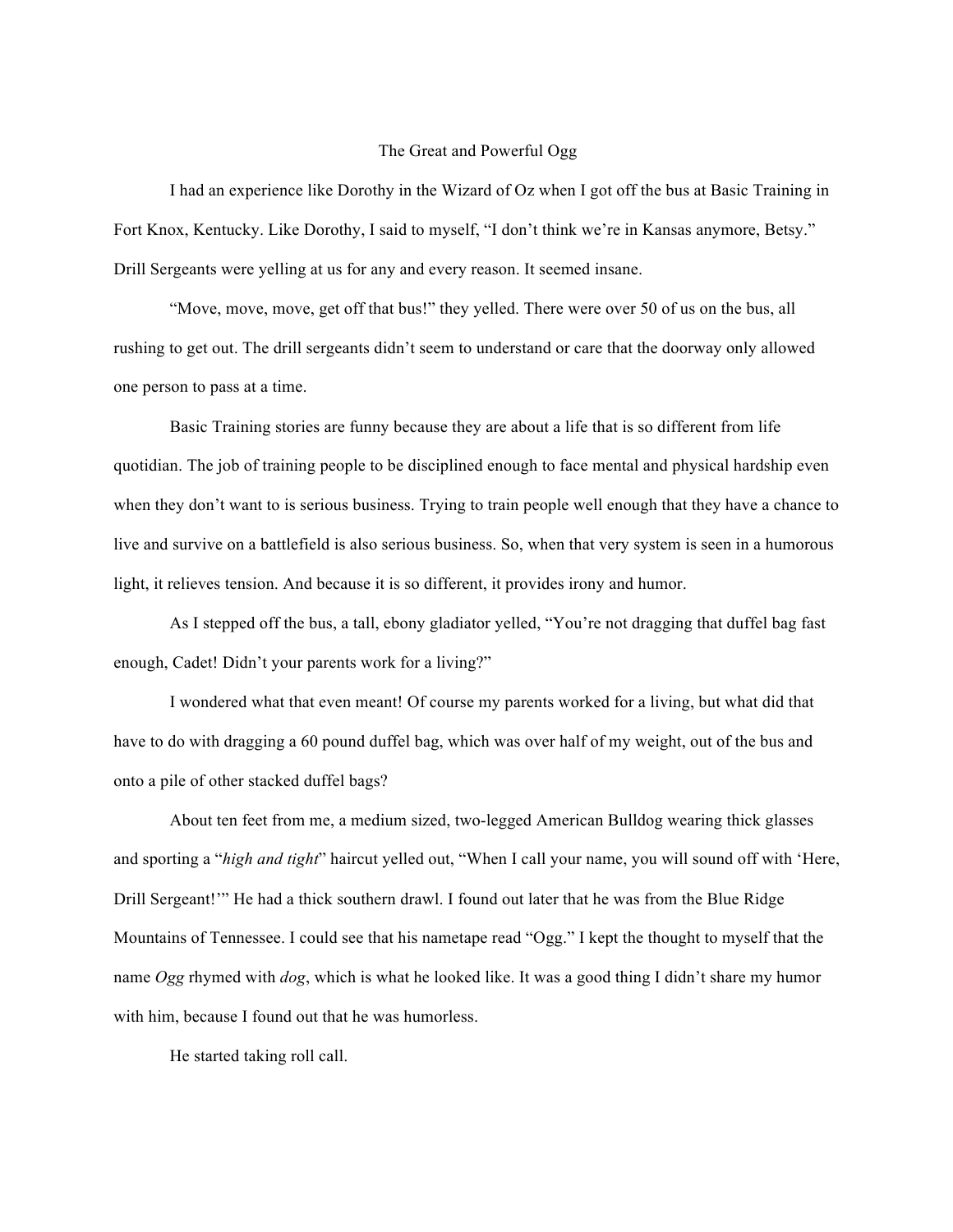# The Great and Powerful Ogg

I had an experience like Dorothy in the Wizard of Oz when I got off the bus at Basic Training in Fort Knox, Kentucky. Like Dorothy, I said to myself, "I don't think we're in Kansas anymore, Betsy." Drill Sergeants were yelling at us for any and every reason. It seemed insane.

"Move, move, move, get off that bus!" they yelled. There were over 50 of us on the bus, all rushing to get out. The drill sergeants didn't seem to understand or care that the doorway only allowed one person to pass at a time.

Basic Training stories are funny because they are about a life that is so different from life quotidian. The job of training people to be disciplined enough to face mental and physical hardship even when they don't want to is serious business. Trying to train people well enough that they have a chance to live and survive on a battlefield is also serious business. So, when that very system is seen in a humorous light, it relieves tension. And because it is so different, it provides irony and humor.

As I stepped off the bus, a tall, ebony gladiator yelled, "You're not dragging that duffel bag fast enough, Cadet! Didn't your parents work for a living?"

I wondered what that even meant! Of course my parents worked for a living, but what did that have to do with dragging a 60 pound duffel bag, which was over half of my weight, out of the bus and onto a pile of other stacked duffel bags?

About ten feet from me, a medium sized, two-legged American Bulldog wearing thick glasses and sporting a "*high and tight*" haircut yelled out, "When I call your name, you will sound off with 'Here, Drill Sergeant!'" He had a thick southern drawl. I found out later that he was from the Blue Ridge Mountains of Tennessee. I could see that his nametape read "Ogg." I kept the thought to myself that the name *Ogg* rhymed with *dog*, which is what he looked like. It was a good thing I didn't share my humor with him, because I found out that he was humorless.

He started taking roll call.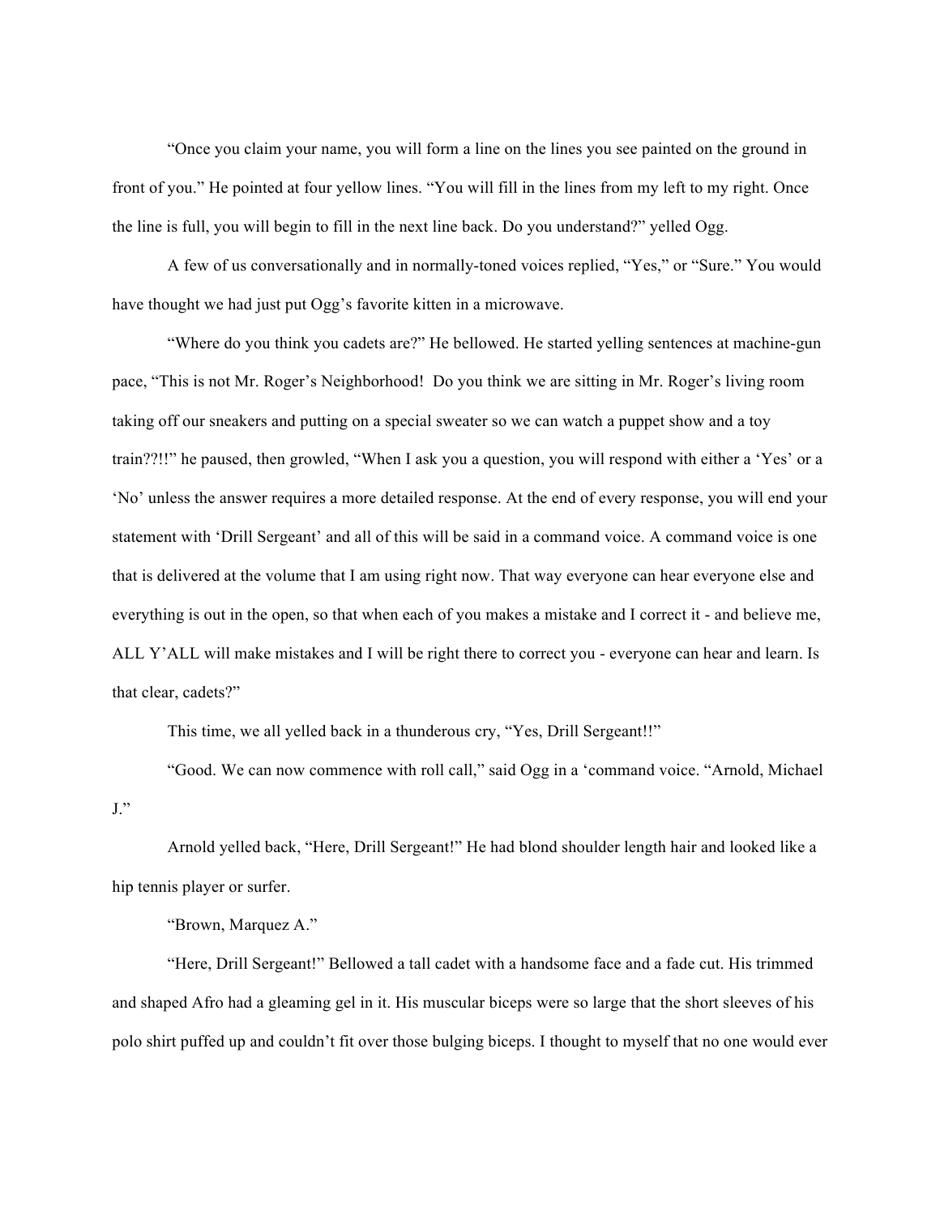"Once you claim your name, you will form a line on the lines you see painted on the ground in front of you." He pointed at four yellow lines. "You will fill in the lines from my left to my right. Once the line is full, you will begin to fill in the next line back. Do you understand?" yelled Ogg.

A few of us conversationally and in normally-toned voices replied, "Yes," or "Sure." You would have thought we had just put Ogg's favorite kitten in a microwave.

"Where do you think you cadets are?" He bellowed. He started yelling sentences at machine-gun pace, "This is not Mr. Roger's Neighborhood!  Do you think we are sitting in Mr. Roger's living room taking off our sneakers and putting on a special sweater so we can watch a puppet show and a toy train??!!" he paused, then growled, "When I ask you a question, you will respond with either a 'Yes' or a 'No' unless the answer requires a more detailed response. At the end of every response, you will end your statement with 'Drill Sergeant' and all of this will be said in a command voice. A command voice is one that is delivered at the volume that I am using right now. That way everyone can hear everyone else and everything is out in the open, so that when each of you makes a mistake and I correct it - and believe me, ALL Y'ALL will make mistakes and I will be right there to correct you - everyone can hear and learn. Is that clear, cadets?"

This time, we all yelled back in a thunderous cry, "Yes, Drill Sergeant!!"

"Good. We can now commence with roll call," said Ogg in a 'command voice. "Arnold, Michael J."

Arnold yelled back, "Here, Drill Sergeant!" He had blond shoulder length hair and looked like a hip tennis player or surfer.

"Brown, Marquez A."

"Here, Drill Sergeant!" Bellowed a tall cadet with a handsome face and a fade cut. His trimmed and shaped Afro had a gleaming gel in it. His muscular biceps were so large that the short sleeves of his polo shirt puffed up and couldn't fit over those bulging biceps. I thought to myself that no one would ever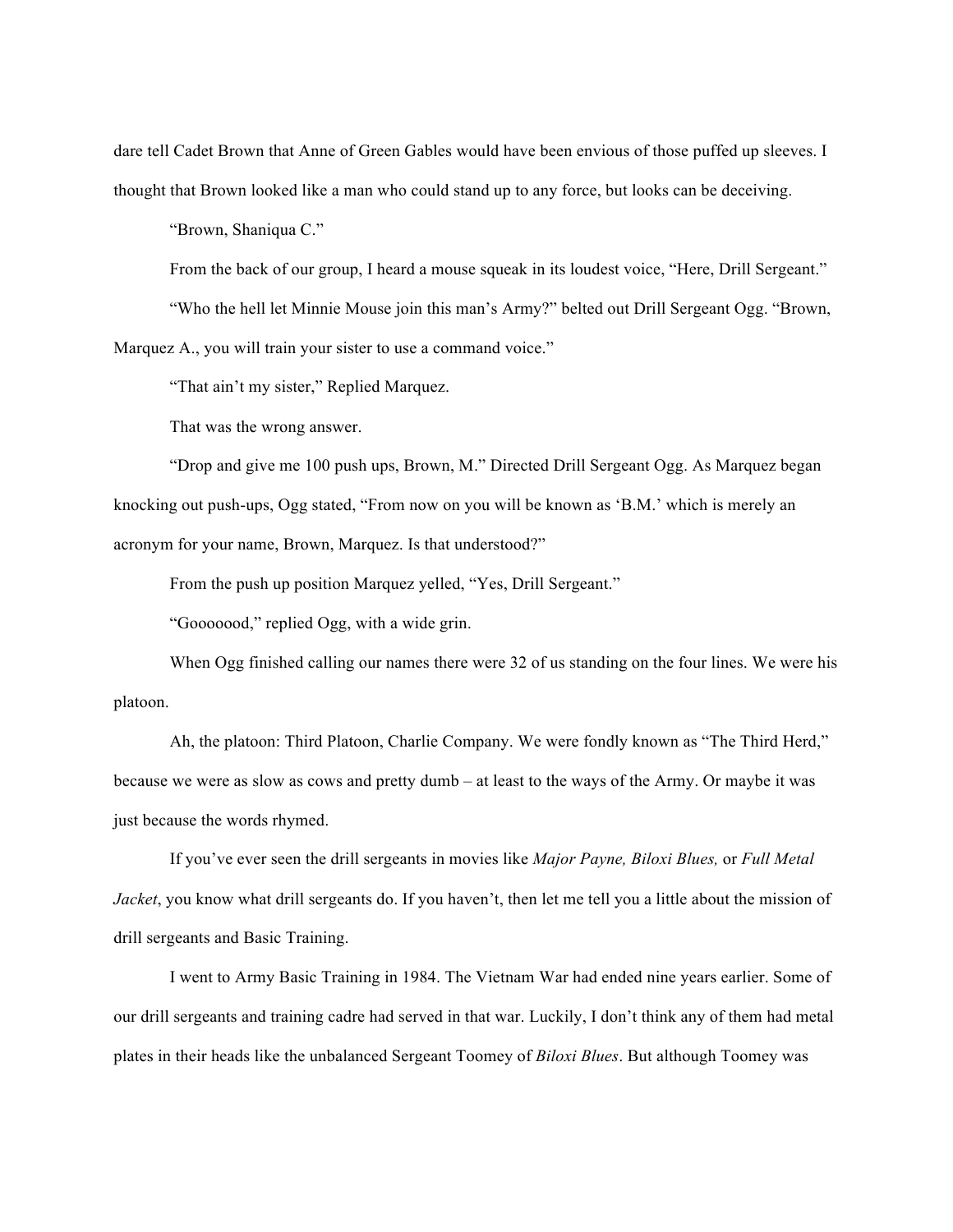dare tell Cadet Brown that Anne of Green Gables would have been envious of those puffed up sleeves. I thought that Brown looked like a man who could stand up to any force, but looks can be deceiving.

"Brown, Shaniqua C."

From the back of our group, I heard a mouse squeak in its loudest voice, "Here, Drill Sergeant."

"Who the hell let Minnie Mouse join this man's Army?" belted out Drill Sergeant Ogg. "Brown, Marquez A., you will train your sister to use a command voice."

"That ain't my sister," Replied Marquez.

That was the wrong answer.

"Drop and give me 100 push ups, Brown, M." Directed Drill Sergeant Ogg. As Marquez began knocking out push-ups, Ogg stated, "From now on you will be known as 'B.M.' which is merely an acronym for your name, Brown, Marquez. Is that understood?"

From the push up position Marquez yelled, "Yes, Drill Sergeant."

"Gooooood," replied Ogg, with a wide grin.

When Ogg finished calling our names there were 32 of us standing on the four lines. We were his platoon.

Ah, the platoon: Third Platoon, Charlie Company. We were fondly known as "The Third Herd," because we were as slow as cows and pretty dumb – at least to the ways of the Army. Or maybe it was just because the words rhymed.

If you've ever seen the drill sergeants in movies like *Major Payne, Biloxi Blues,* or *Full Metal Jacket*, you know what drill sergeants do. If you haven't, then let me tell you a little about the mission of drill sergeants and Basic Training.

I went to Army Basic Training in 1984. The Vietnam War had ended nine years earlier. Some of our drill sergeants and training cadre had served in that war. Luckily, I don't think any of them had metal plates in their heads like the unbalanced Sergeant Toomey of *Biloxi Blues*. But although Toomey was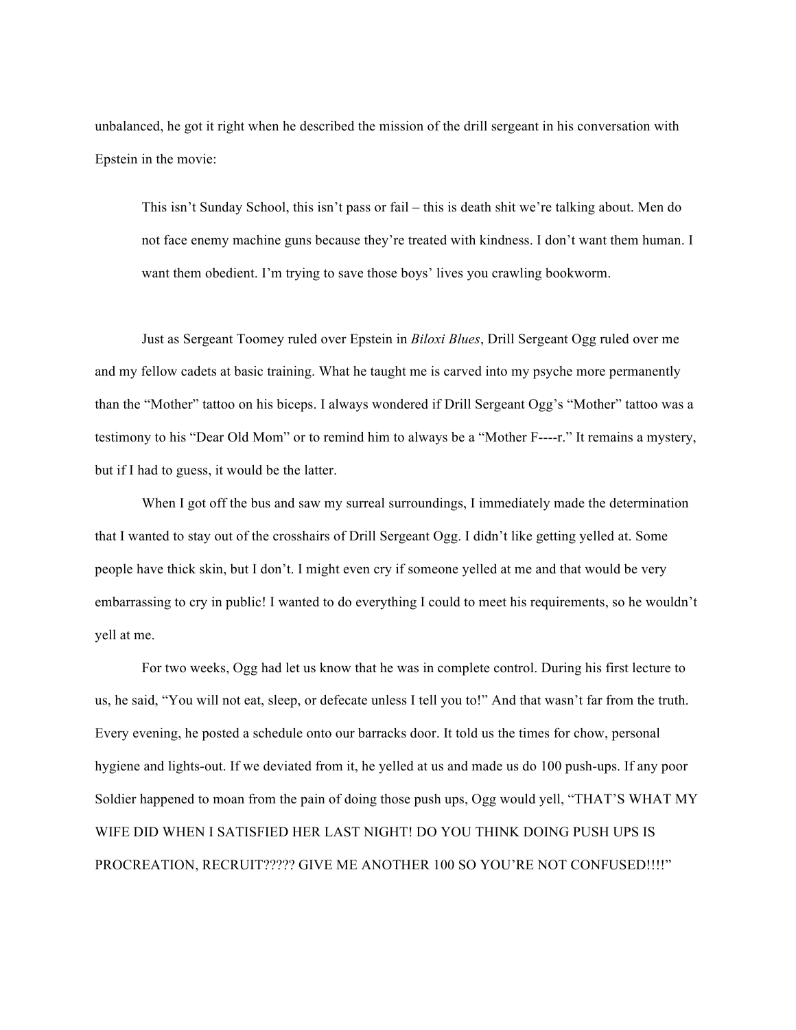unbalanced, he got it right when he described the mission of the drill sergeant in his conversation with Epstein in the movie:

> This isn't Sunday School, this isn't pass or fail – this is death shit we're talking about. Men do not face enemy machine guns because they're treated with kindness. I don't want them human. I want them obedient. I'm trying to save those boys' lives you crawling bookworm.

Just as Sergeant Toomey ruled over Epstein in *Biloxi Blues*, Drill Sergeant Ogg ruled over me and my fellow cadets at basic training. What he taught me is carved into my psyche more permanently than the "Mother" tattoo on his biceps. I always wondered if Drill Sergeant Ogg's "Mother" tattoo was a testimony to his "Dear Old Mom" or to remind him to always be a "Mother F----r." It remains a mystery, but if I had to guess, it would be the latter.

When I got off the bus and saw my surreal surroundings, I immediately made the determination that I wanted to stay out of the crosshairs of Drill Sergeant Ogg. I didn't like getting yelled at. Some people have thick skin, but I don't. I might even cry if someone yelled at me and that would be very embarrassing to cry in public! I wanted to do everything I could to meet his requirements, so he wouldn't yell at me.

For two weeks, Ogg had let us know that he was in complete control. During his first lecture to us, he said, "You will not eat, sleep, or defecate unless I tell you to!" And that wasn't far from the truth. Every evening, he posted a schedule onto our barracks door. It told us the times for chow, personal hygiene and lights-out. If we deviated from it, he yelled at us and made us do 100 push-ups. If any poor Soldier happened to moan from the pain of doing those push ups, Ogg would yell, "THAT'S WHAT MY WIFE DID WHEN I SATISFIED HER LAST NIGHT! DO YOU THINK DOING PUSH UPS IS PROCREATION, RECRUIT????? GIVE ME ANOTHER 100 SO YOU'RE NOT CONFUSED!!!!"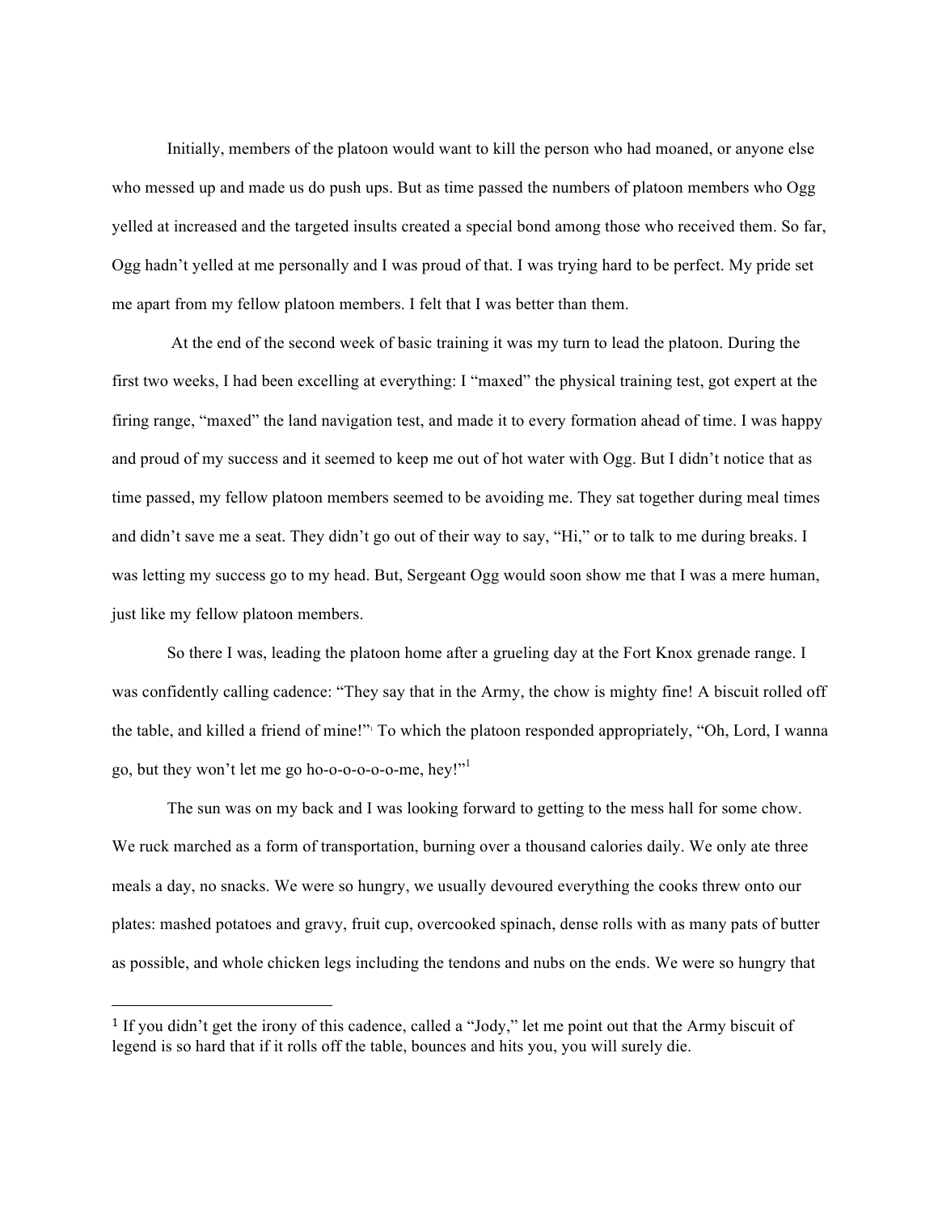Initially, members of the platoon would want to kill the person who had moaned, or anyone else who messed up and made us do push ups. But as time passed the numbers of platoon members who Ogg yelled at increased and the targeted insults created a special bond among those who received them. So far, Ogg hadn't yelled at me personally and I was proud of that. I was trying hard to be perfect. My pride set me apart from my fellow platoon members. I felt that I was better than them.

At the end of the second week of basic training it was my turn to lead the platoon. During the first two weeks, I had been excelling at everything: I "maxed" the physical training test, got expert at the firing range, "maxed" the land navigation test, and made it to every formation ahead of time. I was happy and proud of my success and it seemed to keep me out of hot water with Ogg. But I didn't notice that as time passed, my fellow platoon members seemed to be avoiding me. They sat together during meal times and didn't save me a seat. They didn't go out of their way to say, "Hi," or to talk to me during breaks. I was letting my success go to my head. But, Sergeant Ogg would soon show me that I was a mere human, just like my fellow platoon members.

So there I was, leading the platoon home after a grueling day at the Fort Knox grenade range. I was confidently calling cadence: "They say that in the Army, the chow is mighty fine! A biscuit rolled off the table, and killed a friend of mine!" To which the platoon responded appropriately, "Oh, Lord, I wanna go, but they won't let me go ho-o-o-o-o-o-me, hey!"[1]

The sun was on my back and I was looking forward to getting to the mess hall for some chow. We ruck marched as a form of transportation, burning over a thousand calories daily. We only ate three meals a day, no snacks. We were so hungry, we usually devoured everything the cooks threw onto our plates: mashed potatoes and gravy, fruit cup, overcooked spinach, dense rolls with as many pats of butter as possible, and whole chicken legs including the tendons and nubs on the ends. We were so hungry that

---

[1] If you didn't get the irony of this cadence, called a "Jody," let me point out that the Army biscuit of legend is so hard that if it rolls off the table, bounces and hits you, you will surely die.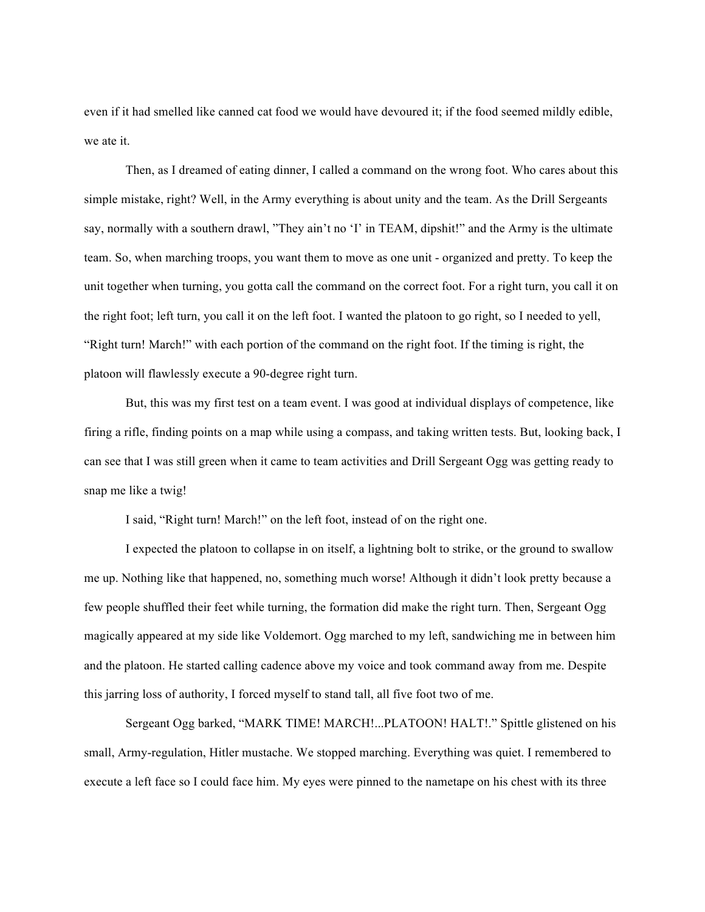even if it had smelled like canned cat food we would have devoured it; if the food seemed mildly edible, we ate it.

Then, as I dreamed of eating dinner, I called a command on the wrong foot. Who cares about this simple mistake, right? Well, in the Army everything is about unity and the team. As the Drill Sergeants say, normally with a southern drawl, "They ain't no 'I' in TEAM, dipshit!" and the Army is the ultimate team. So, when marching troops, you want them to move as one unit - organized and pretty. To keep the unit together when turning, you gotta call the command on the correct foot. For a right turn, you call it on the right foot; left turn, you call it on the left foot. I wanted the platoon to go right, so I needed to yell, "Right turn! March!" with each portion of the command on the right foot. If the timing is right, the platoon will flawlessly execute a 90-degree right turn.

But, this was my first test on a team event. I was good at individual displays of competence, like firing a rifle, finding points on a map while using a compass, and taking written tests. But, looking back, I can see that I was still green when it came to team activities and Drill Sergeant Ogg was getting ready to snap me like a twig!

I said, "Right turn! March!" on the left foot, instead of on the right one.

I expected the platoon to collapse in on itself, a lightning bolt to strike, or the ground to swallow me up. Nothing like that happened, no, something much worse! Although it didn't look pretty because a few people shuffled their feet while turning, the formation did make the right turn. Then, Sergeant Ogg magically appeared at my side like Voldemort. Ogg marched to my left, sandwiching me in between him and the platoon. He started calling cadence above my voice and took command away from me. Despite this jarring loss of authority, I forced myself to stand tall, all five foot two of me.

Sergeant Ogg barked, "MARK TIME! MARCH!...PLATOON! HALT!." Spittle glistened on his small, Army-regulation, Hitler mustache. We stopped marching. Everything was quiet. I remembered to execute a left face so I could face him. My eyes were pinned to the nametape on his chest with its three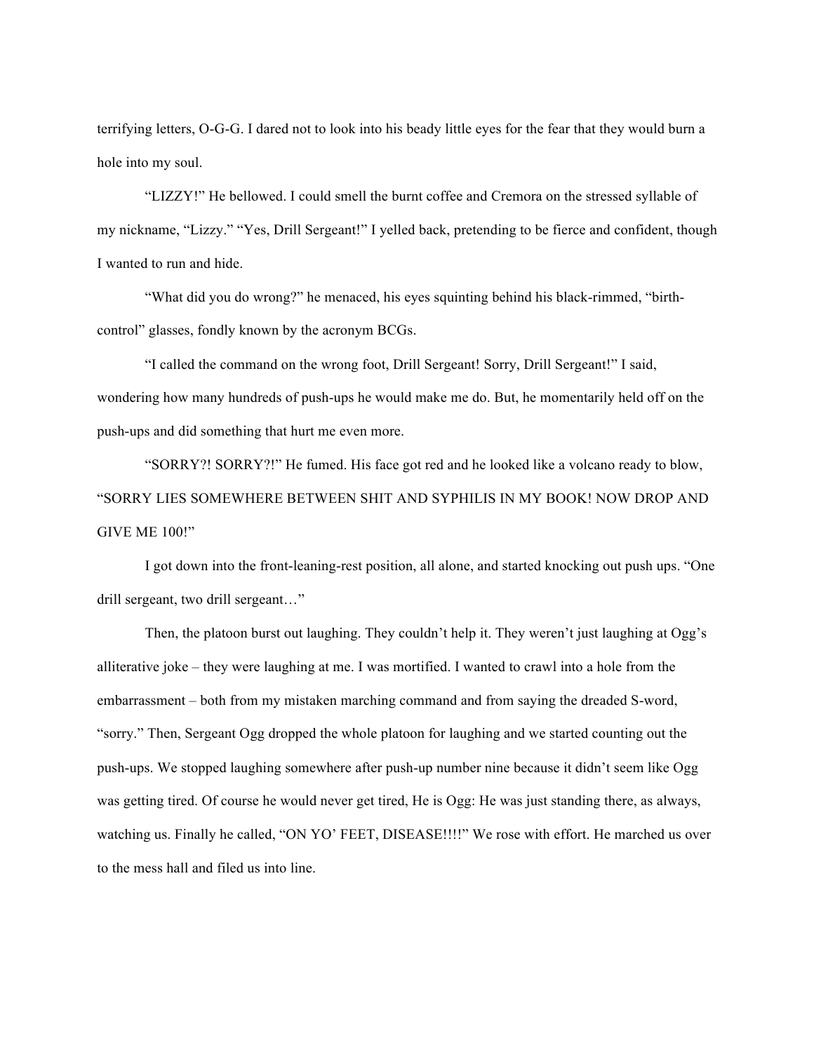terrifying letters, O-G-G. I dared not to look into his beady little eyes for the fear that they would burn a hole into my soul.

"LIZZY!" He bellowed. I could smell the burnt coffee and Cremora on the stressed syllable of my nickname, "Lizzy." "Yes, Drill Sergeant!" I yelled back, pretending to be fierce and confident, though I wanted to run and hide.

"What did you do wrong?" he menaced, his eyes squinting behind his black-rimmed, "birth-control" glasses, fondly known by the acronym BCGs.

"I called the command on the wrong foot, Drill Sergeant! Sorry, Drill Sergeant!" I said, wondering how many hundreds of push-ups he would make me do. But, he momentarily held off on the push-ups and did something that hurt me even more.

"SORRY?! SORRY?!" He fumed. His face got red and he looked like a volcano ready to blow, "SORRY LIES SOMEWHERE BETWEEN SHIT AND SYPHILIS IN MY BOOK! NOW DROP AND GIVE ME 100!"

I got down into the front-leaning-rest position, all alone, and started knocking out push ups. "One drill sergeant, two drill sergeant…"

Then, the platoon burst out laughing. They couldn't help it. They weren't just laughing at Ogg's alliterative joke – they were laughing at me. I was mortified. I wanted to crawl into a hole from the embarrassment – both from my mistaken marching command and from saying the dreaded S-word, "sorry." Then, Sergeant Ogg dropped the whole platoon for laughing and we started counting out the push-ups. We stopped laughing somewhere after push-up number nine because it didn't seem like Ogg was getting tired. Of course he would never get tired, He is Ogg: He was just standing there, as always, watching us. Finally he called, "ON YO' FEET, DISEASE!!!!" We rose with effort. He marched us over to the mess hall and filed us into line.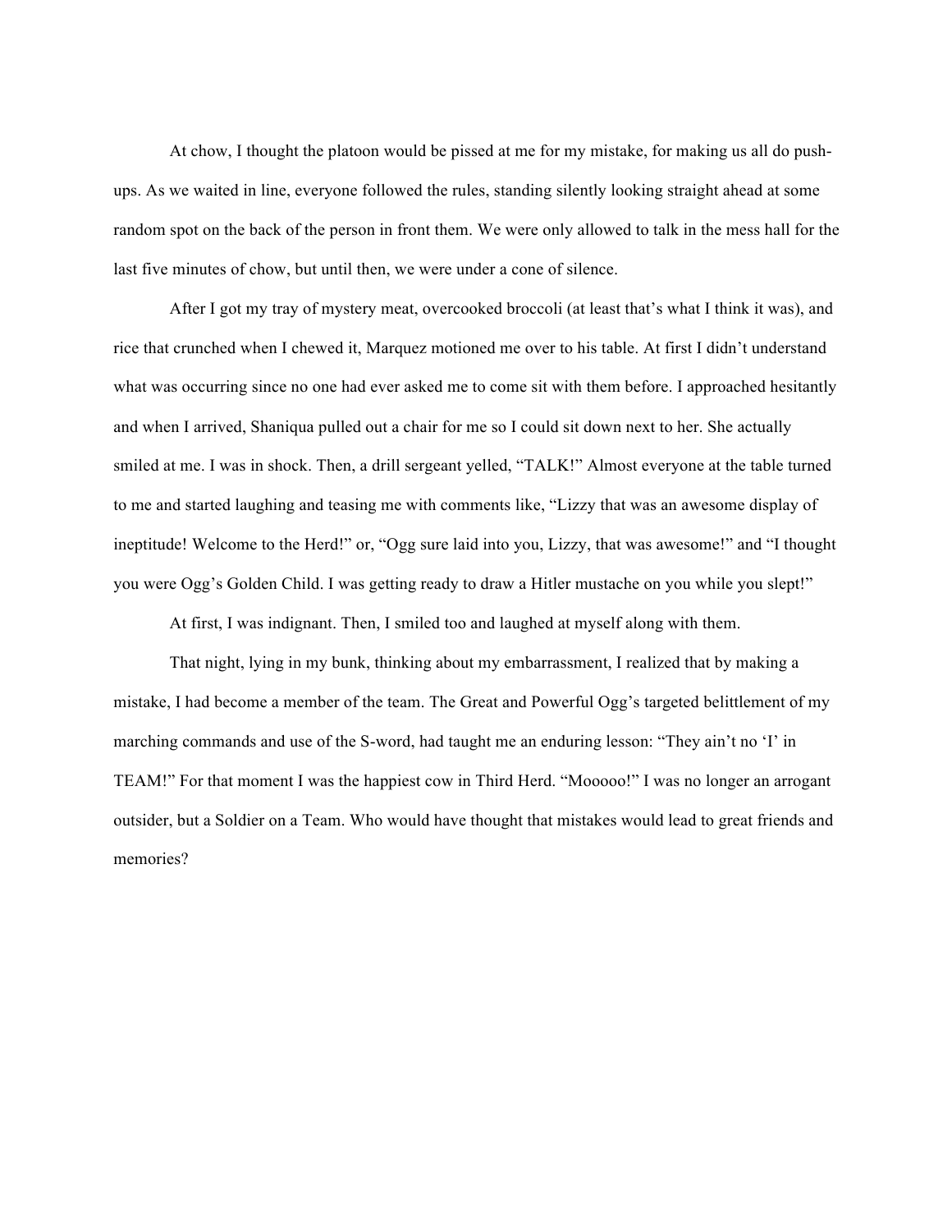At chow, I thought the platoon would be pissed at me for my mistake, for making us all do push-ups. As we waited in line, everyone followed the rules, standing silently looking straight ahead at some random spot on the back of the person in front them. We were only allowed to talk in the mess hall for the last five minutes of chow, but until then, we were under a cone of silence.

After I got my tray of mystery meat, overcooked broccoli (at least that's what I think it was), and rice that crunched when I chewed it, Marquez motioned me over to his table. At first I didn't understand what was occurring since no one had ever asked me to come sit with them before. I approached hesitantly and when I arrived, Shaniqua pulled out a chair for me so I could sit down next to her. She actually smiled at me. I was in shock. Then, a drill sergeant yelled, "TALK!" Almost everyone at the table turned to me and started laughing and teasing me with comments like, "Lizzy that was an awesome display of ineptitude! Welcome to the Herd!" or, "Ogg sure laid into you, Lizzy, that was awesome!" and "I thought you were Ogg's Golden Child. I was getting ready to draw a Hitler mustache on you while you slept!"

At first, I was indignant. Then, I smiled too and laughed at myself along with them.

That night, lying in my bunk, thinking about my embarrassment, I realized that by making a mistake, I had become a member of the team. The Great and Powerful Ogg's targeted belittlement of my marching commands and use of the S-word, had taught me an enduring lesson: "They ain't no 'I' in TEAM!" For that moment I was the happiest cow in Third Herd. "Mooooo!" I was no longer an arrogant outsider, but a Soldier on a Team. Who would have thought that mistakes would lead to great friends and memories?